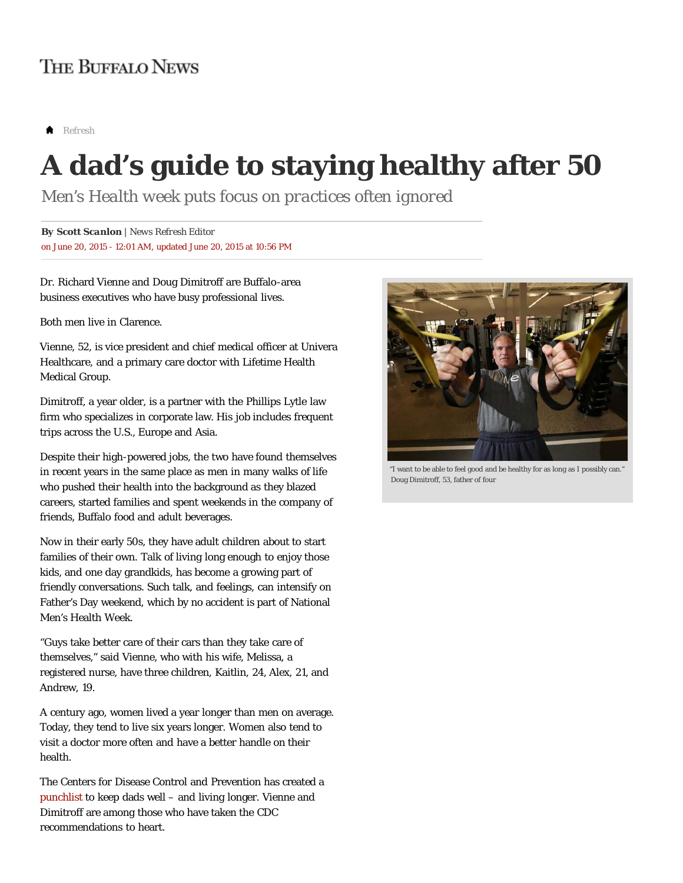THE BUFFALO NEWS

Refresh

# A dad's guide to staying healthy after 50

*Men's Health week puts focus on practices often ignored*

**By Scott Scanlon** | News Refresh Editor
on June 20, 2015 - 12:01 AM, updated June 20, 2015 at 10:56 PM

Dr. Richard Vienne and Doug Dimitroff are Buffalo-area business executives who have busy professional lives.

Both men live in Clarence.

Vienne, 52, is vice president and chief medical officer at Univera Healthcare, and a primary care doctor with Lifetime Health Medical Group.

Dimitroff, a year older, is a partner with the Phillips Lytle law firm who specializes in corporate law. His job includes frequent trips across the U.S., Europe and Asia.

Despite their high-powered jobs, the two have found themselves in recent years in the same place as men in many walks of life who pushed their health into the background as they blazed careers, started families and spent weekends in the company of friends, Buffalo food and adult beverages.

Now in their early 50s, they have adult children about to start families of their own. Talk of living long enough to enjoy those kids, and one day grandkids, has become a growing part of friendly conversations. Such talk, and feelings, can intensify on Father's Day weekend, which by no accident is part of National Men's Health Week.

"Guys take better care of their cars than they take care of themselves," said Vienne, who with his wife, Melissa, a registered nurse, have three children, Kaitlin, 24, Alex, 21, and Andrew, 19.

A century ago, women lived a year longer than men on average. Today, they tend to live six years longer. Women also tend to visit a doctor more often and have a better handle on their health.

The Centers for Disease Control and Prevention has created a punchlist to keep dads well – and living longer. Vienne and Dimitroff are among those who have taken the CDC recommendations to heart.

"I want to be able to feel good and be healthy for as long as I possibly can." Doug Dimitroff, 53, father of four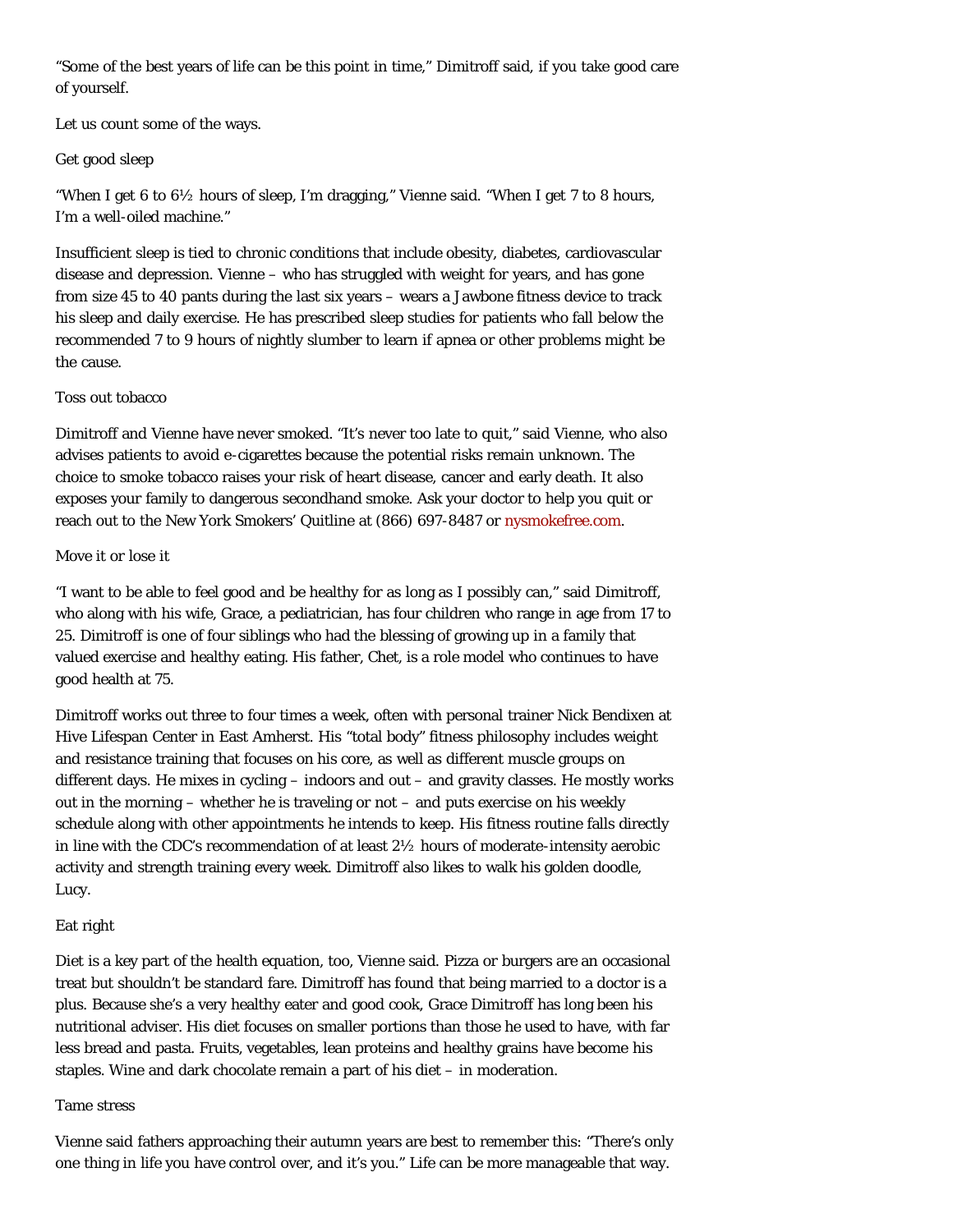"Some of the best years of life can be this point in time," Dimitroff said, if you take good care of yourself.

Let us count some of the ways.

## Get good sleep

"When I get 6 to 6½ hours of sleep, I'm dragging," Vienne said. "When I get 7 to 8 hours, I'm a well-oiled machine."

Insufficient sleep is tied to chronic conditions that include obesity, diabetes, cardiovascular disease and depression. Vienne – who has struggled with weight for years, and has gone from size 45 to 40 pants during the last six years – wears a Jawbone fitness device to track his sleep and daily exercise. He has prescribed sleep studies for patients who fall below the recommended 7 to 9 hours of nightly slumber to learn if apnea or other problems might be the cause.

## Toss out tobacco

Dimitroff and Vienne have never smoked. "It's never too late to quit," said Vienne, who also advises patients to avoid e-cigarettes because the potential risks remain unknown. The choice to smoke tobacco raises your risk of heart disease, cancer and early death. It also exposes your family to dangerous secondhand smoke. Ask your doctor to help you quit or reach out to the New York Smokers' Quitline at (866) 697-8487 or nysmokefree.com.

## Move it or lose it

"I want to be able to feel good and be healthy for as long as I possibly can," said Dimitroff, who along with his wife, Grace, a pediatrician, has four children who range in age from 17 to 25. Dimitroff is one of four siblings who had the blessing of growing up in a family that valued exercise and healthy eating. His father, Chet, is a role model who continues to have good health at 75.

Dimitroff works out three to four times a week, often with personal trainer Nick Bendixen at Hive Lifespan Center in East Amherst. His "total body" fitness philosophy includes weight and resistance training that focuses on his core, as well as different muscle groups on different days. He mixes in cycling – indoors and out – and gravity classes. He mostly works out in the morning – whether he is traveling or not – and puts exercise on his weekly schedule along with other appointments he intends to keep. His fitness routine falls directly in line with the CDC's recommendation of at least 2½ hours of moderate-intensity aerobic activity and strength training every week. Dimitroff also likes to walk his golden doodle, Lucy.

## Eat right

Diet is a key part of the health equation, too, Vienne said. Pizza or burgers are an occasional treat but shouldn't be standard fare. Dimitroff has found that being married to a doctor is a plus. Because she's a very healthy eater and good cook, Grace Dimitroff has long been his nutritional adviser. His diet focuses on smaller portions than those he used to have, with far less bread and pasta. Fruits, vegetables, lean proteins and healthy grains have become his staples. Wine and dark chocolate remain a part of his diet – in moderation.

## Tame stress

Vienne said fathers approaching their autumn years are best to remember this: "There's only one thing in life you have control over, and it's you." Life can be more manageable that way.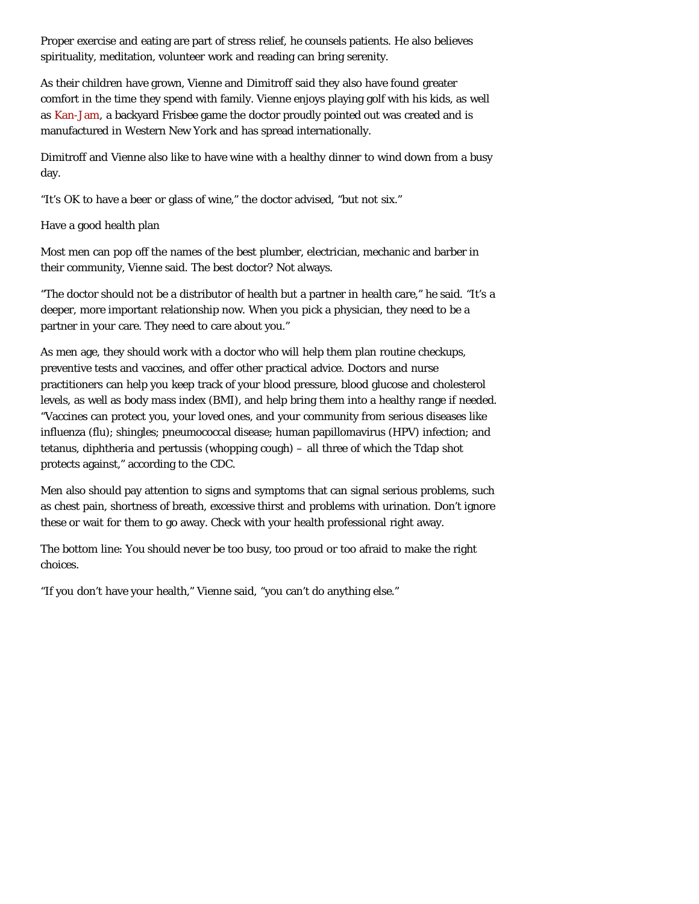Proper exercise and eating are part of stress relief, he counsels patients. He also believes spirituality, meditation, volunteer work and reading can bring serenity.

As their children have grown, Vienne and Dimitroff said they also have found greater comfort in the time they spend with family. Vienne enjoys playing golf with his kids, as well as Kan-Jam, a backyard Frisbee game the doctor proudly pointed out was created and is manufactured in Western New York and has spread internationally.

Dimitroff and Vienne also like to have wine with a healthy dinner to wind down from a busy day.

"It's OK to have a beer or glass of wine," the doctor advised, "but not six."

## Have a good health plan

Most men can pop off the names of the best plumber, electrician, mechanic and barber in their community, Vienne said. The best doctor? Not always.

"The doctor should not be a distributor of health but a partner in health care," he said. "It's a deeper, more important relationship now. When you pick a physician, they need to be a partner in your care. They need to care about you."

As men age, they should work with a doctor who will help them plan routine checkups, preventive tests and vaccines, and offer other practical advice. Doctors and nurse practitioners can help you keep track of your blood pressure, blood glucose and cholesterol levels, as well as body mass index (BMI), and help bring them into a healthy range if needed. "Vaccines can protect you, your loved ones, and your community from serious diseases like influenza (flu); shingles; pneumococcal disease; human papillomavirus (HPV) infection; and tetanus, diphtheria and pertussis (whooping cough) – all three of which the Tdap shot protects against," according to the CDC.

Men also should pay attention to signs and symptoms that can signal serious problems, such as chest pain, shortness of breath, excessive thirst and problems with urination. Don't ignore these or wait for them to go away. Check with your health professional right away.

The bottom line: You should never be too busy, too proud or too afraid to make the right choices.

"If you don't have your health," Vienne said, "you can't do anything else."